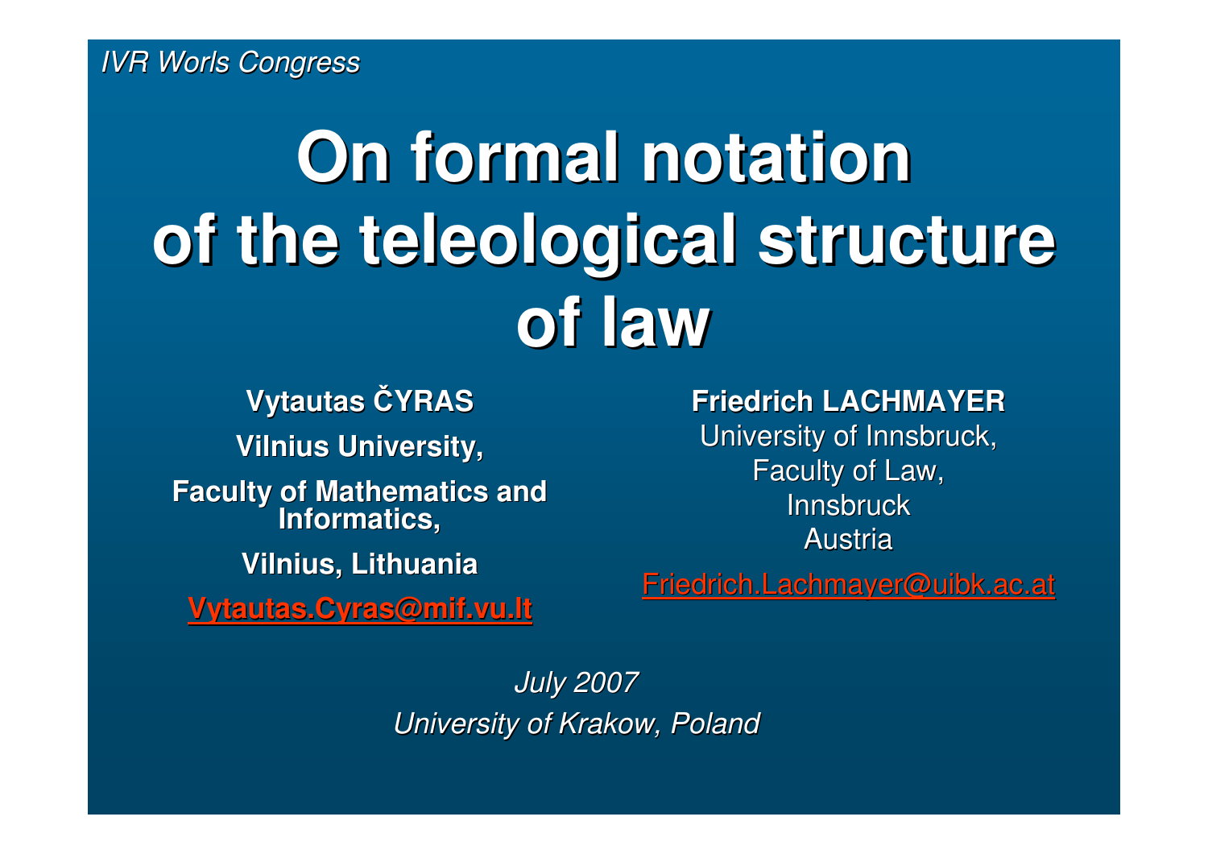*IVR Worls Congress*

# On formal notation of the teleological structure of law

**Vytautas ČYRAS**

**Vilnius University,**

**Faculty of Mathematics and Informatics,**

**Vilnius, Lithuania**

**Vytautas.Cyras@mif.vu.lt**

**Friedrich LACHMAYER**

University of Innsbruck,

Faculty of Law,

Innsbruck

Austria

Friedrich.Lachmayer@uibk.ac.at

*July 2007*

*University of Krakow, Poland*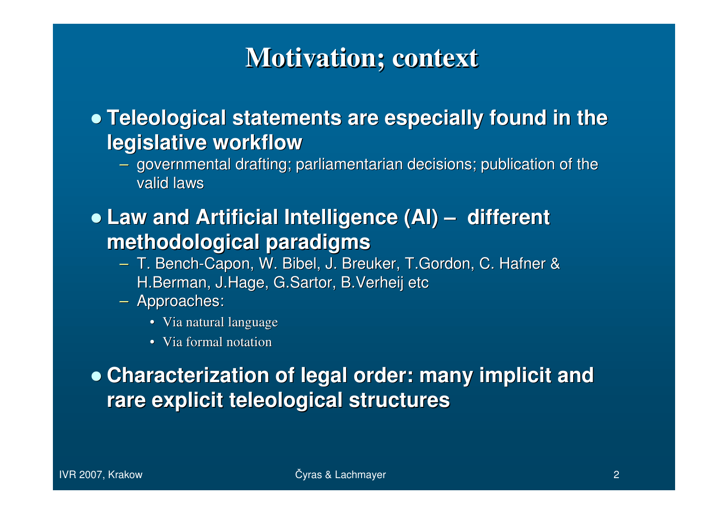# Motivation; context

- **Teleological statements are especially found in the legislative workflow**
  - governmental drafting; parliamentarian decisions; publication of the valid laws
- **Law and Artificial Intelligence (AI) – different methodological paradigms**
  - T. Bench-Capon, W. Bibel, J. Breuker, T.Gordon, C. Hafner & H.Berman, J.Hage, G.Sartor, B.Verheij etc
  - Approaches:
    - Via natural language
    - Via formal notation
- **Characterization of legal order: many implicit and rare explicit teleological structures**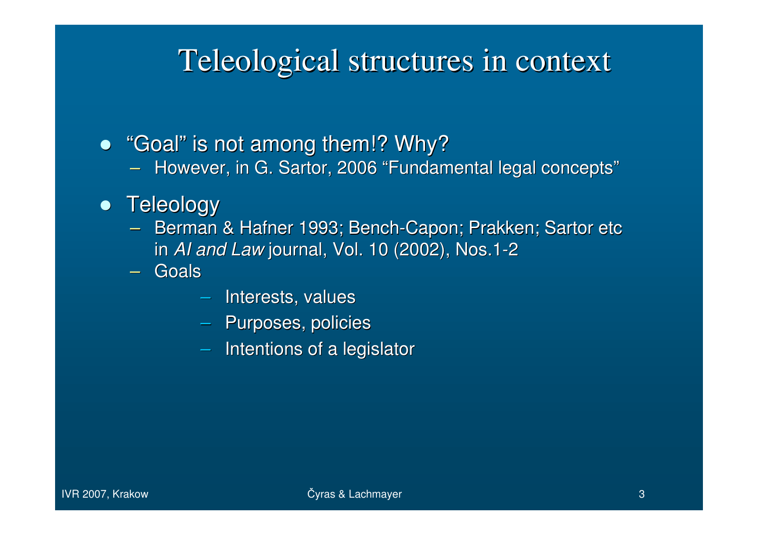# Teleological structures in context

- "Goal" is not among them!? Why?
  - However, in G. Sartor, 2006 "Fundamental legal concepts"
- Teleology
  - Berman & Hafner 1993; Bench-Capon; Prakken; Sartor etc in *AI and Law* journal, Vol. 10 (2002), Nos.1-2
  - Goals
    - Interests, values
    - Purposes, policies
    - Intentions of a legislator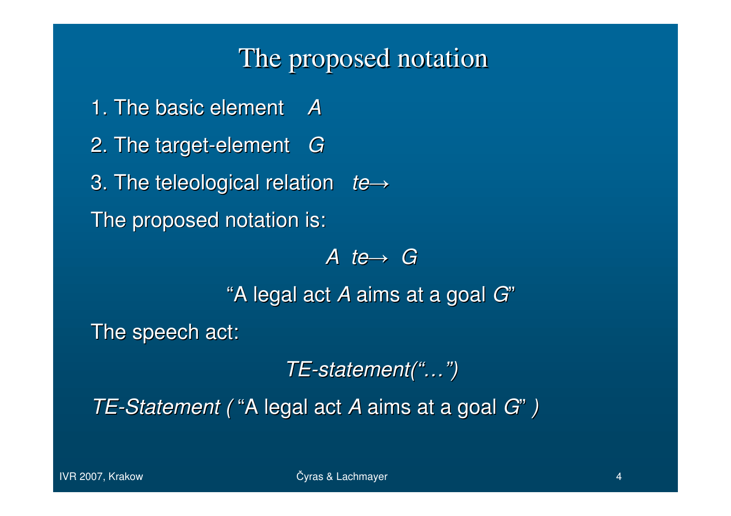# The proposed notation

1. The basic element *A*
2. The target-element *G*
3. The teleological relation *te→*

The proposed notation is:

$$A \ \ te\!\rightarrow \ G$$

"A legal act *A* aims at a goal *G*"

The speech act:

*TE-statement("…")*

*TE-Statement (* "A legal act *A* aims at a goal *G*" *)*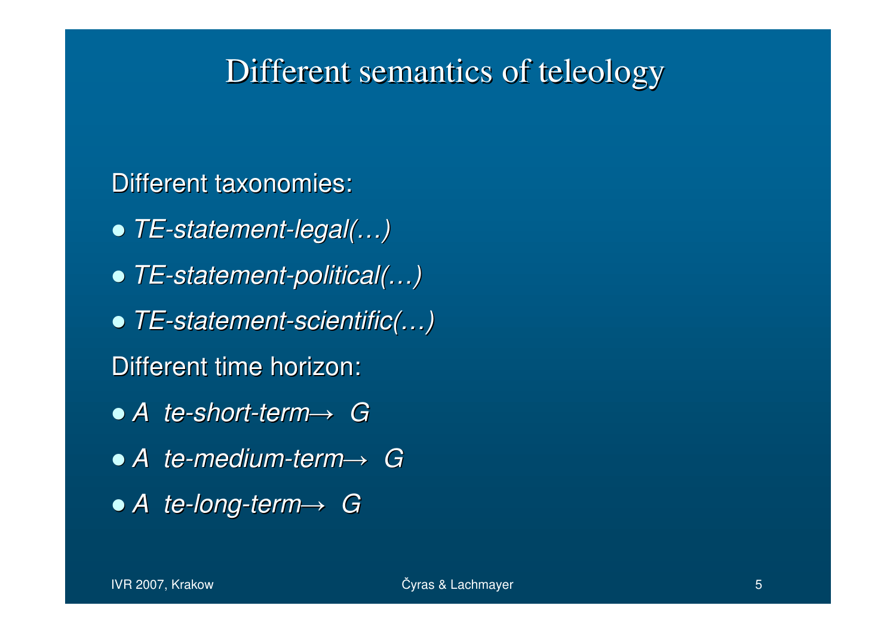# Different semantics of teleology

Different taxonomies:

- *TE-statement-legal(…)*
- *TE-statement-political(…)*
- *TE-statement-scientific(…)*

Different time horizon:

- *A te-short-term→ G*
- *A te-medium-term→ G*
- *A te-long-term→ G*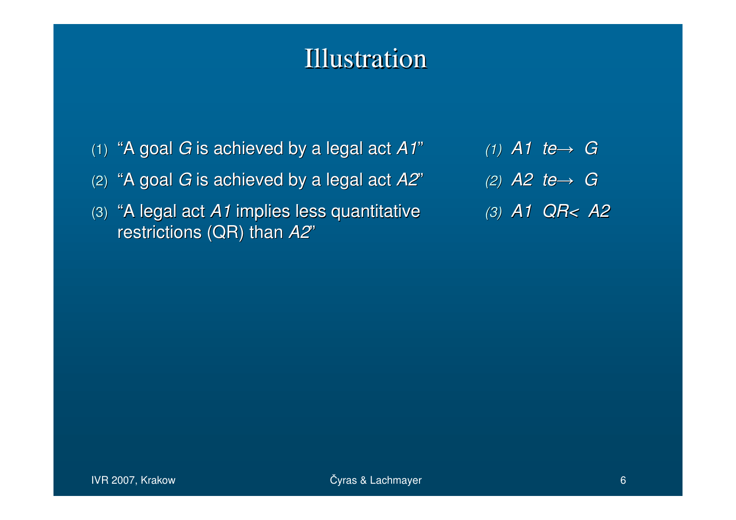# Illustration

(1) "A goal *G* is achieved by a legal act *A1*"

(2) "A goal *G* is achieved by a legal act *A2*"

(3) "A legal act *A1* implies less quantitative restrictions (QR) than *A2*"

*(1)* $A1 \;\; te\!\rightarrow \;\; G$

*(2)* $A2 \;\; te\!\rightarrow \;\; G$

*(3)* $A1 \;\; QR\!< \;\; A2$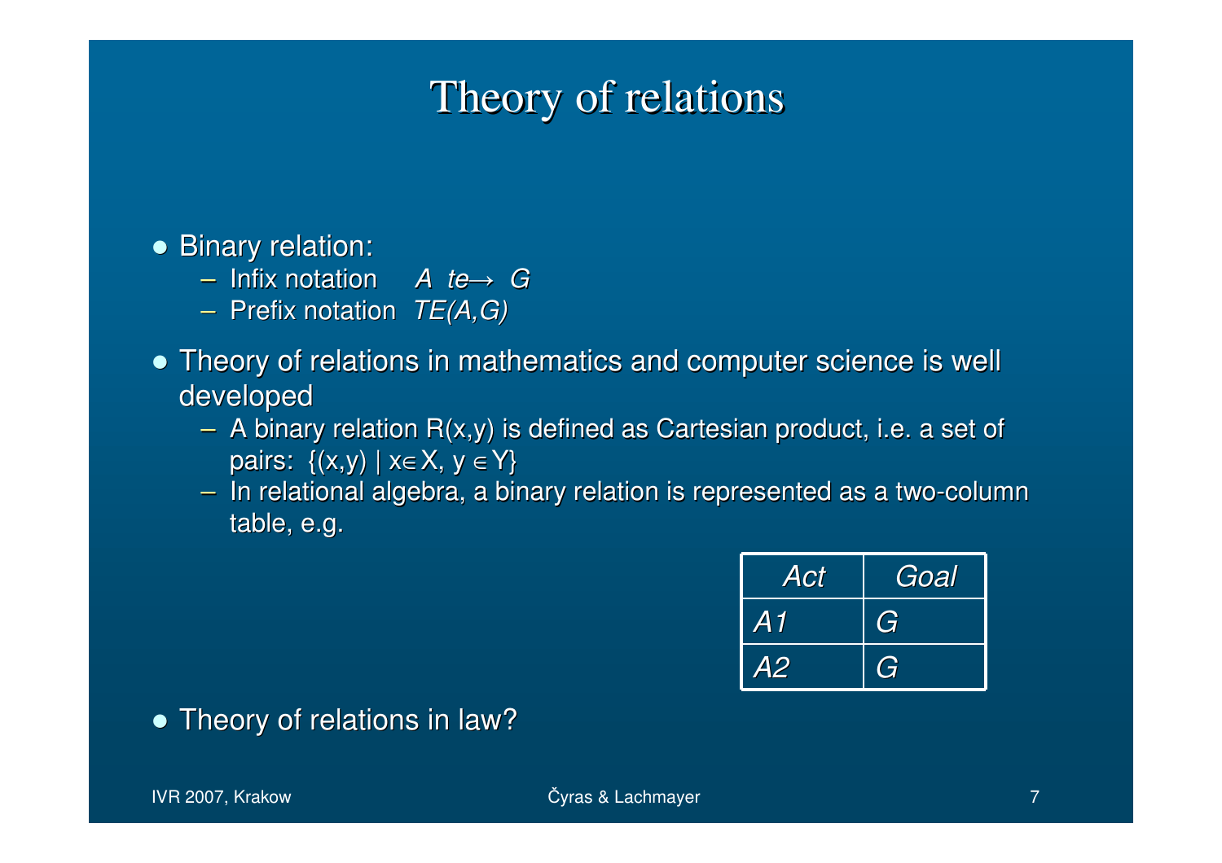# Theory of relations

- Binary relation:
  - Infix notation   *A te→ G*
  - Prefix notation *TE(A,G)*
- Theory of relations in mathematics and computer science is well developed
  - A binary relation R(x,y) is defined as Cartesian product, i.e. a set of pairs: $\{(x,y) \mid x \in X,\ y \in Y\}$
  - In relational algebra, a binary relation is represented as a two-column table, e.g.

| *Act* | *Goal* |
| --- | --- |
| *A1* | *G* |
| *A2* | *G* |

- Theory of relations in law?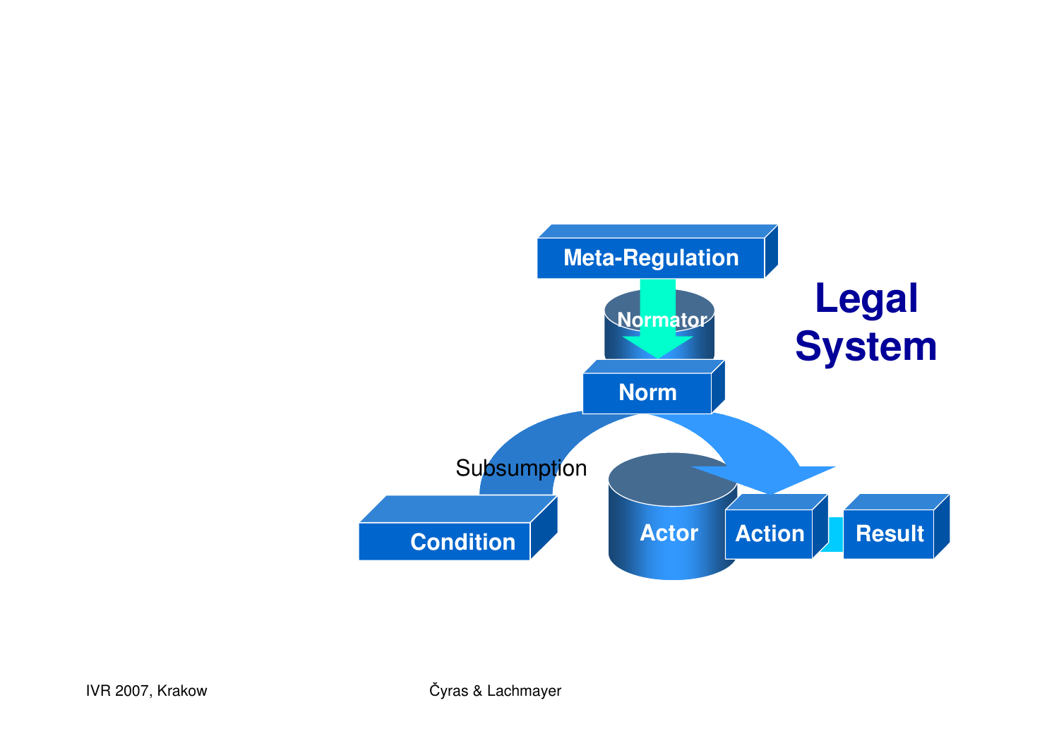**Legal System**

Meta-Regulation

Normator

Norm

Subsumption

Condition

Actor

Action

Result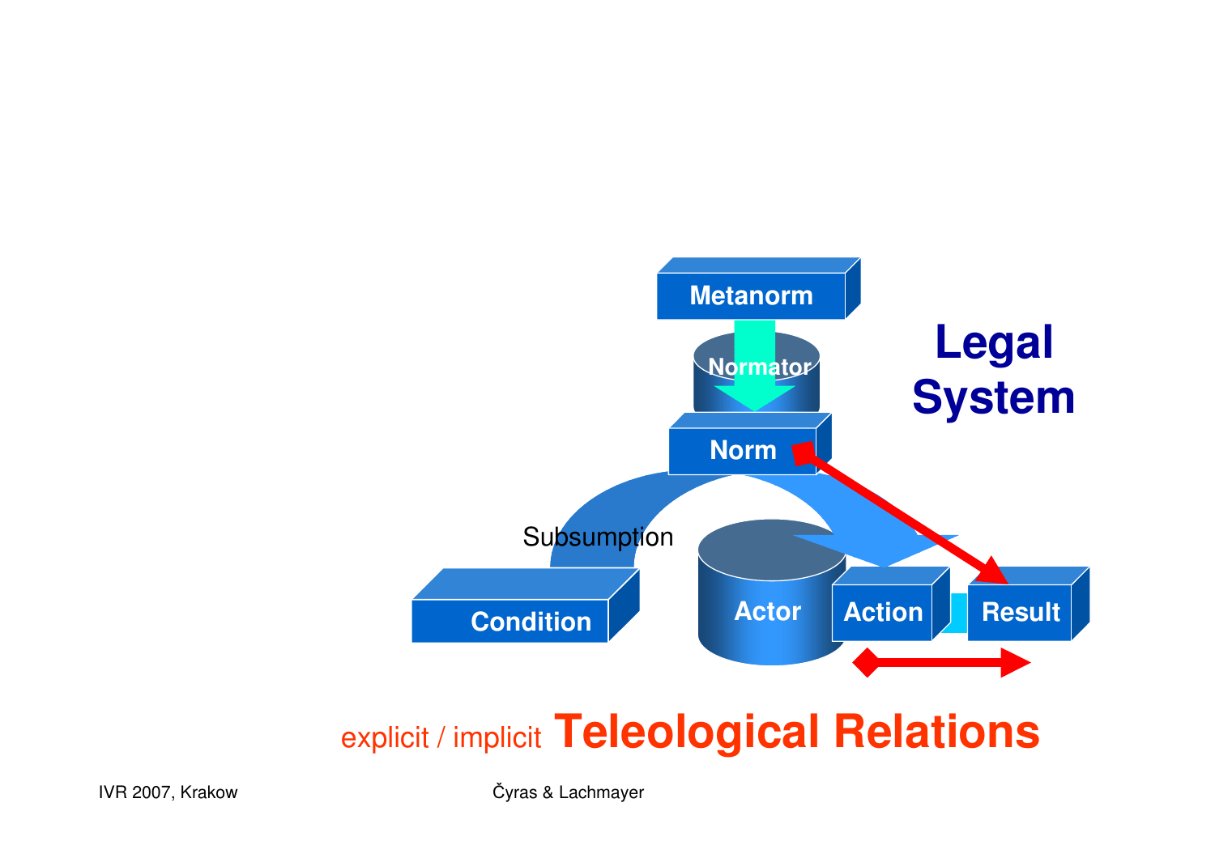Metanorm

Normator

Norm

**Legal System**

Subsumption

Condition

Actor

Action

Result

explicit / implicit **Teleological Relations**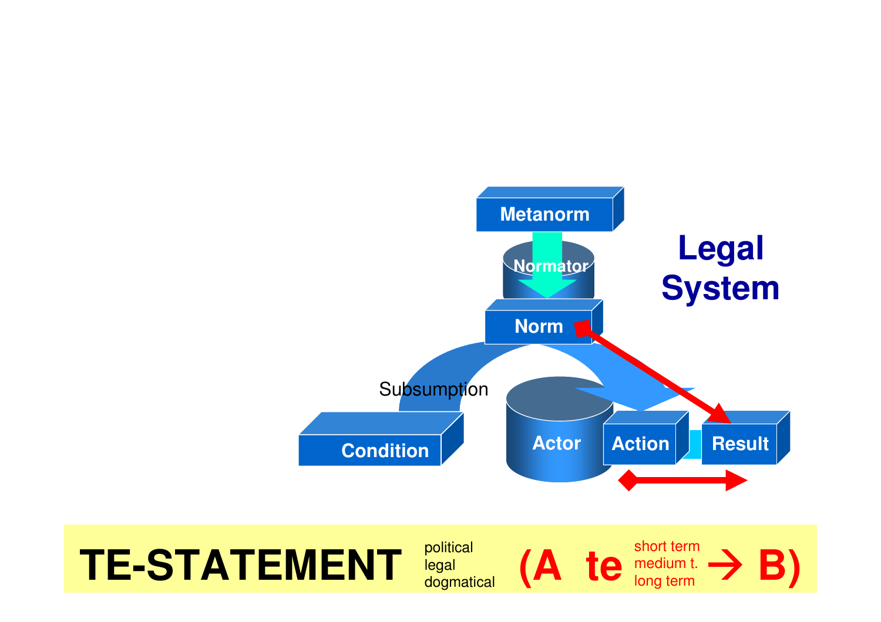Metanorm

Normator

Norm

Legal System

Subsumption

Condition

Actor

Action

Result

**TE-STATEMENT** political legal dogmatical **(A te** short term medium t. long term **→ B)**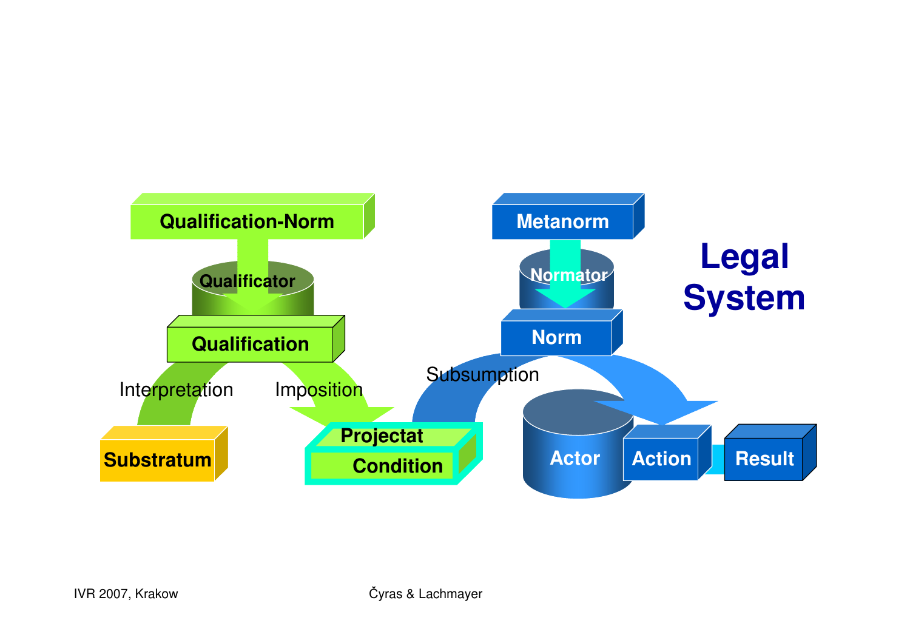Qualification-Norm

Qualificator

Qualification

Interpretation

Imposition

Substratum

Projectat

Condition

Metanorm

Normator

Norm

Subsumption

Actor

Action

Result

**Legal System**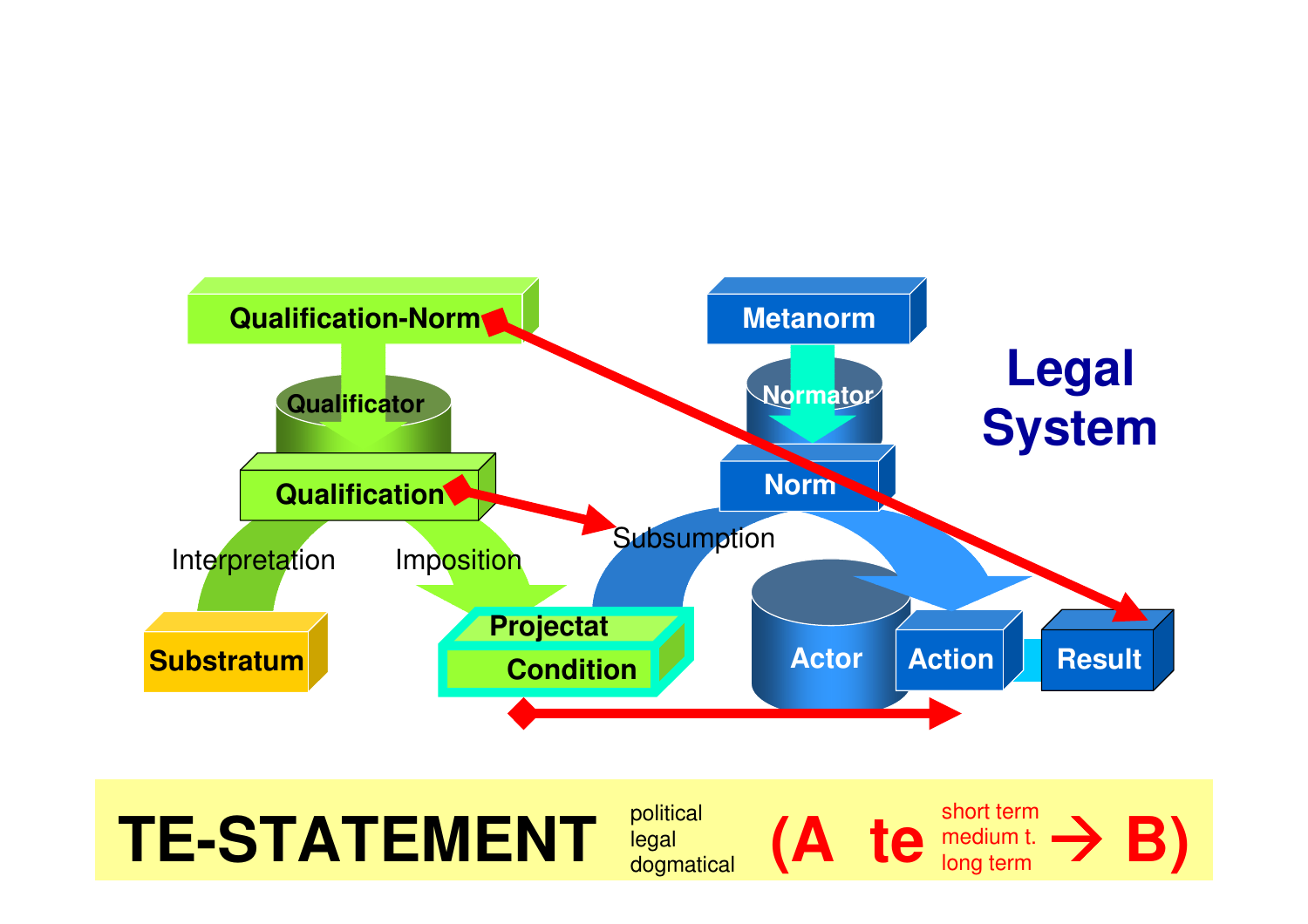Qualification-Norm

Qualificator

Qualification

Interpretation

Imposition

Substratum

Projectat

Condition

Metanorm

Normator

Norm

Subsumption

Actor

Action

Result

**Legal System**

**TE-STATEMENT** political legal dogmatical **(A te** short term medium t. long term **→ B)**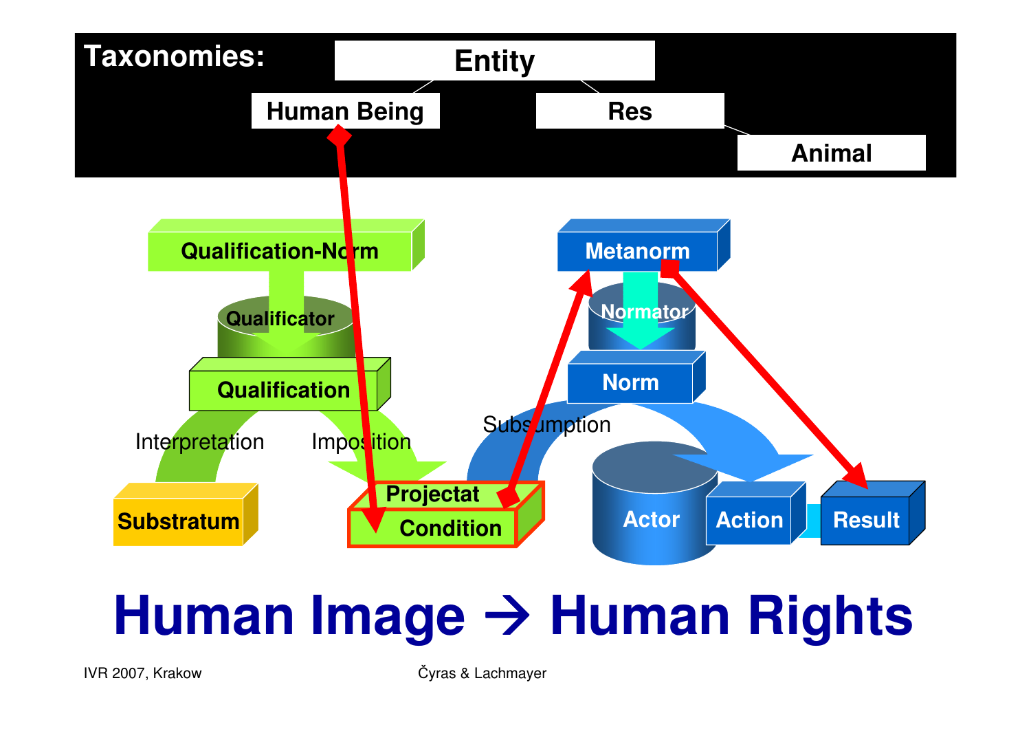Taxonomies:

- Entity
  - Human Being
  - Res
    - Animal

Qualification-Norm

Qualificator

Qualification

Interpretation

Imposition

Substratum

Projectat

Condition

Metanorm

Normator

Norm

Subsumption

Actor

Action

Result

# Human Image → Human Rights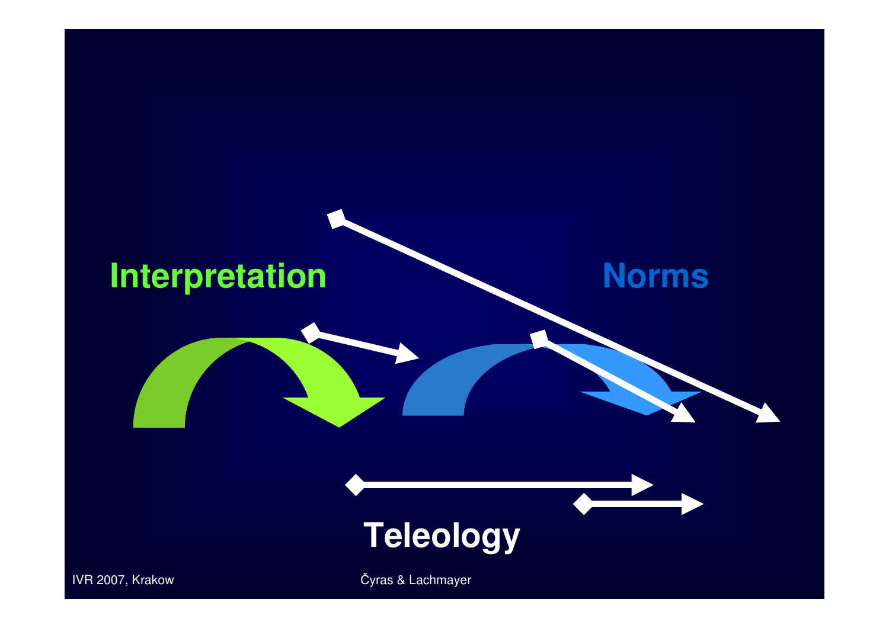Interpretation

Norms

Teleology